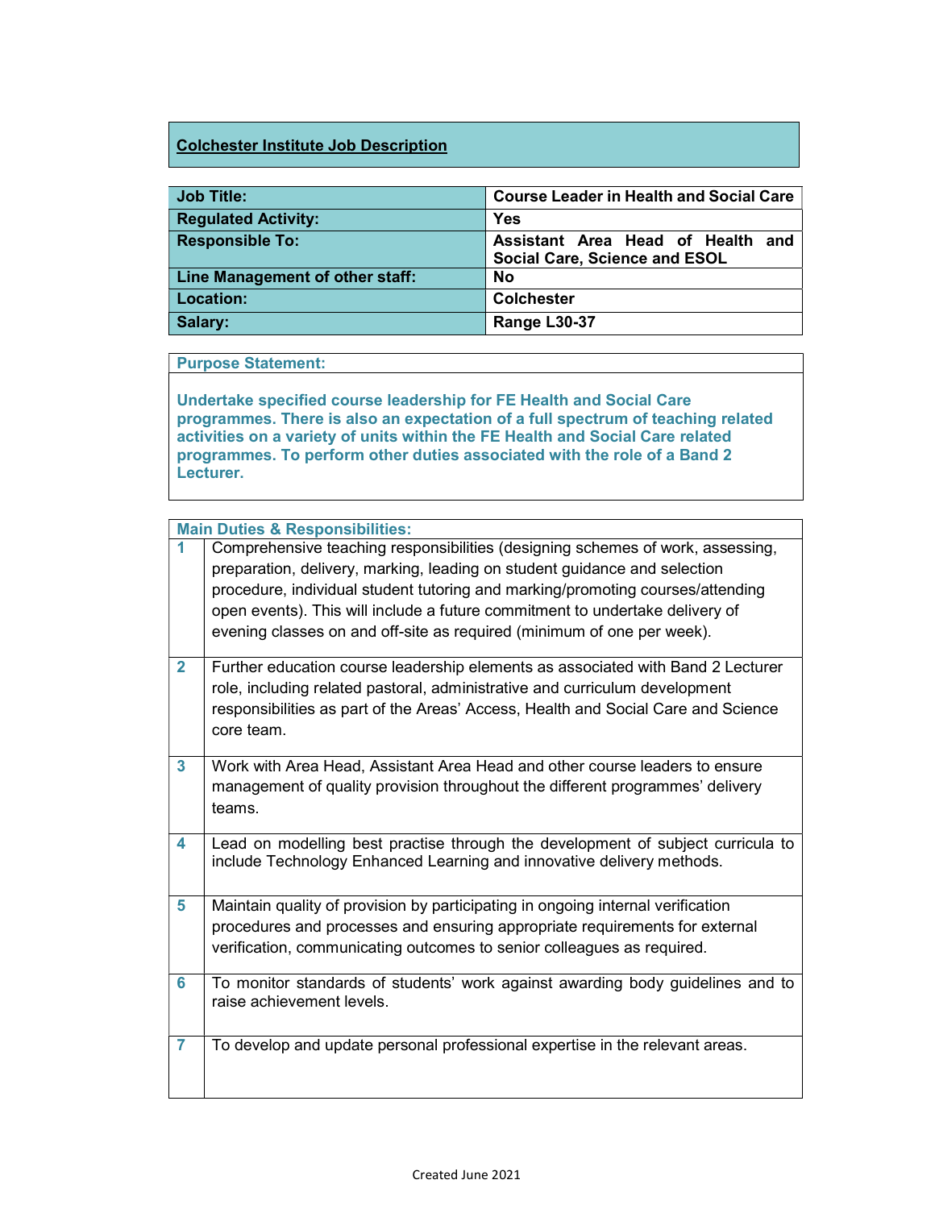# Colchester Institute Job Description

| | |
|---|---|
| **Job Title:** | **Course Leader in Health and Social Care** |
| **Regulated Activity:** | **Yes** |
| **Responsible To:** | **Assistant Area Head of Health and Social Care, Science and ESOL** |
| **Line Management of other staff:** | **No** |
| **Location:** | **Colchester** |
| **Salary:** | **Range L30-37** |

## Purpose Statement:

**Undertake specified course leadership for FE Health and Social Care programmes. There is also an expectation of a full spectrum of teaching related activities on a variety of units within the FE Health and Social Care related programmes. To perform other duties associated with the role of a Band 2 Lecturer.**

## Main Duties & Responsibilities:

| | |
|---|---|
| **1** | Comprehensive teaching responsibilities (designing schemes of work, assessing, preparation, delivery, marking, leading on student guidance and selection procedure, individual student tutoring and marking/promoting courses/attending open events). This will include a future commitment to undertake delivery of evening classes on and off-site as required (minimum of one per week). |
| **2** | Further education course leadership elements as associated with Band 2 Lecturer role, including related pastoral, administrative and curriculum development responsibilities as part of the Areas' Access, Health and Social Care and Science core team. |
| **3** | Work with Area Head, Assistant Area Head and other course leaders to ensure management of quality provision throughout the different programmes' delivery teams. |
| **4** | Lead on modelling best practise through the development of subject curricula to include Technology Enhanced Learning and innovative delivery methods. |
| **5** | Maintain quality of provision by participating in ongoing internal verification procedures and processes and ensuring appropriate requirements for external verification, communicating outcomes to senior colleagues as required. |
| **6** | To monitor standards of students' work against awarding body guidelines and to raise achievement levels. |
| **7** | To develop and update personal professional expertise in the relevant areas. |

Created June 2021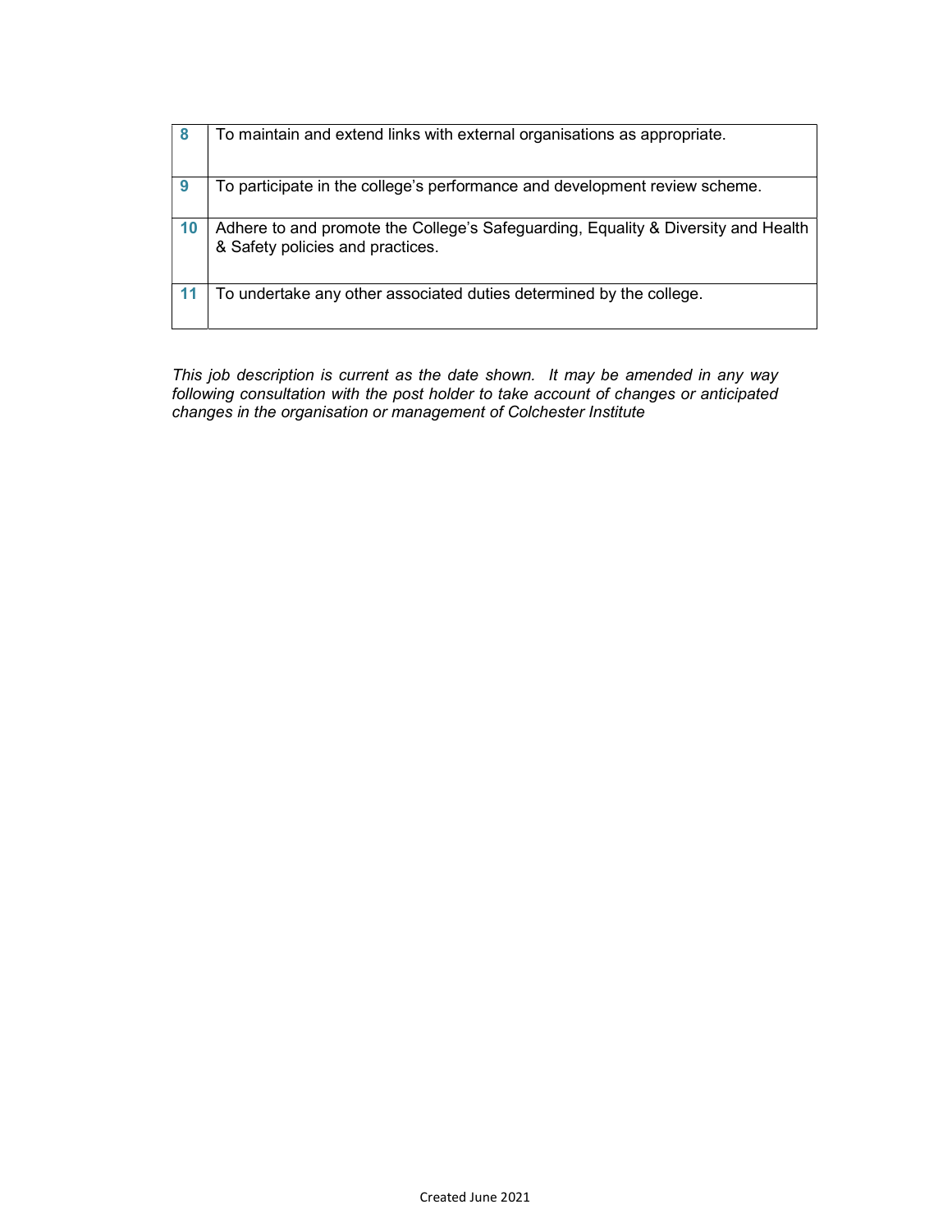| | |
|---|---|
| **8** | To maintain and extend links with external organisations as appropriate. |
| **9** | To participate in the college's performance and development review scheme. |
| **10** | Adhere to and promote the College's Safeguarding, Equality & Diversity and Health & Safety policies and practices. |
| **11** | To undertake any other associated duties determined by the college. |

*This job description is current as the date shown. It may be amended in any way following consultation with the post holder to take account of changes or anticipated changes in the organisation or management of Colchester Institute*

Created June 2021